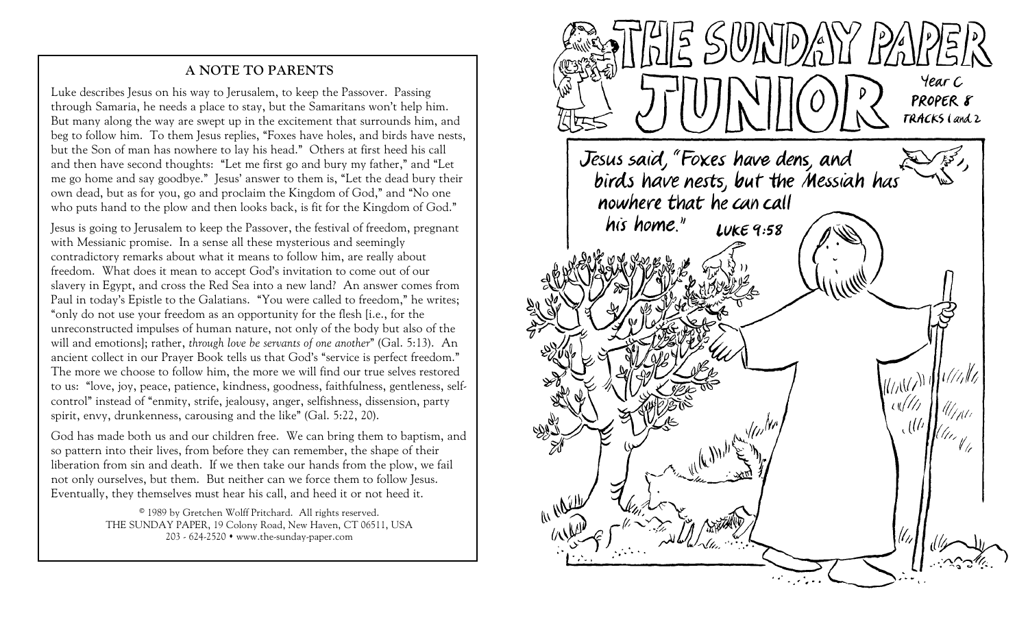## A NOTE TO PARENTS

Luke describes Jesus on his way to Jerusalem, to keep the Passover. Passing through Samaria, he needs a place to stay, but the Samaritans won't help him. But many along the way are swept up in the excitement that surrounds him, and beg to follow him. To them Jesus replies, "Foxes have holes, and birds have nests, but the Son of man has nowhere to lay his head." Others at first heed his call and then have second thoughts: "Let me first go and bury my father," and "Let me go home and say goodbye." Jesus' answer to them is, "Let the dead bury their own dead, but as for you, go and proclaim the Kingdom of God," and "No one who puts hand to the plow and then looks back, is fit for the Kingdom of God."

Jesus is going to Jerusalem to keep the Passover, the festival of freedom, pregnant with Messianic promise. In a sense all these mysterious and seemingly contradictory remarks about what it means to follow him, are really about freedom. What does it mean to accept God's invitation to come out of our slavery in Egypt, and cross the Red Sea into a new land? An answer comes from Paul in today's Epistle to the Galatians. "You were called to freedom," he writes; "only do not use your freedom as an opportunity for the flesh [i.e., for the unreconstructed impulses of human nature, not only of the body but also of the will and emotions]; rather, *through love be servants of one another*" (Gal. 5:13). An ancient collect in our Prayer Book tells us that God's "service is perfect freedom." The more we choose to follow him, the more we will find our true selves restored to us: "love, joy, peace, patience, kindness, goodness, faithfulness, gentleness, self-control" instead of "enmity, strife, jealousy, anger, selfishness, dissension, party spirit, envy, drunkenness, carousing and the like" (Gal. 5:22, 20).

God has made both us and our children free. We can bring them to baptism, and so pattern into their lives, from before they can remember, the shape of their liberation from sin and death. If we then take our hands from the plow, we fail not only ourselves, but them. But neither can we force them to follow Jesus. Eventually, they themselves must hear his call, and heed it or not heed it.

© 1989 by Gretchen Wolff Pritchard. All rights reserved.
THE SUNDAY PAPER, 19 Colony Road, New Haven, CT 06511, USA
203 - 624-2520 • www.the-sunday-paper.com

# THE SUNDAY PAPER JUNIOR

Year C
PROPER 8
TRACKS 1 and 2

Jesus said, "Foxes have dens, and birds have nests, but the Messiah has nowhere that he can call his home." LUKE 9:58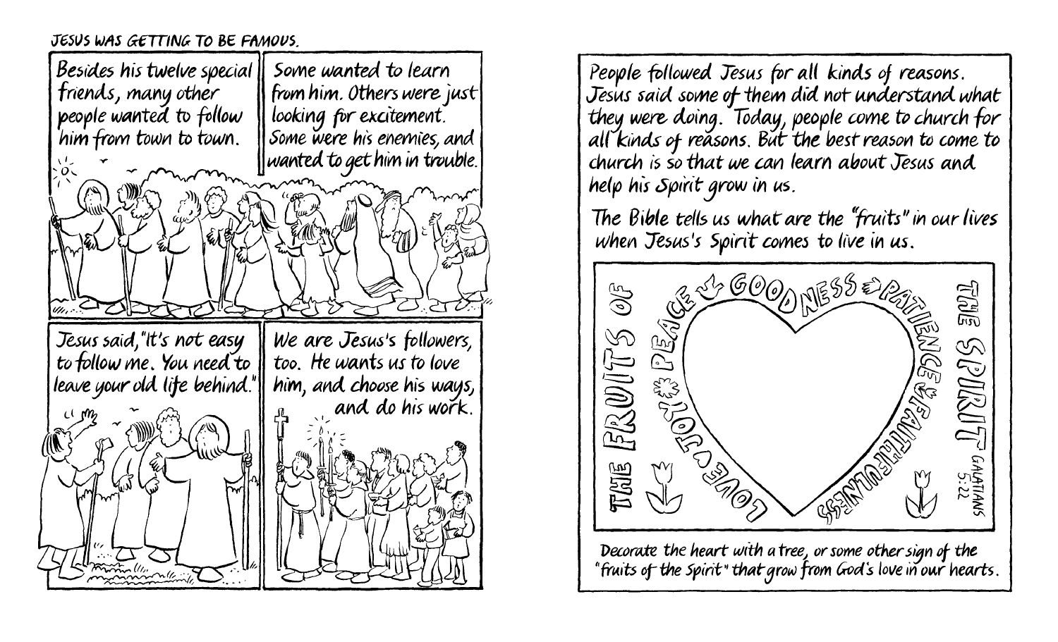JESUS WAS GETTING TO BE FAMOUS.

Besides his twelve special friends, many other people wanted to follow him from town to town.

Some wanted to learn from him. Others were just looking for excitement. Some were his enemies, and wanted to get him in trouble.

Jesus said, "It's not easy to follow me. You need to leave your old life behind."

We are Jesus's followers, too. He wants us to love him, and choose his ways, and do his work.

People followed Jesus for all kinds of reasons. Jesus said some of them did not understand what they were doing. Today, people come to church for all kinds of reasons. But the best reason to come to church is so that we can learn about Jesus and help his Spirit grow in us.

The Bible tells us what are the "fruits" in our lives when Jesus's Spirit comes to live in us.

THE FRUITS OF THE SPIRIT

LOVE JOY PEACE GOODNESS PATIENCE FAITHFULNESS

GALATIANS 5:22

Decorate the heart with a tree, or some other sign of the "fruits of the Spirit" that grow from God's love in our hearts.